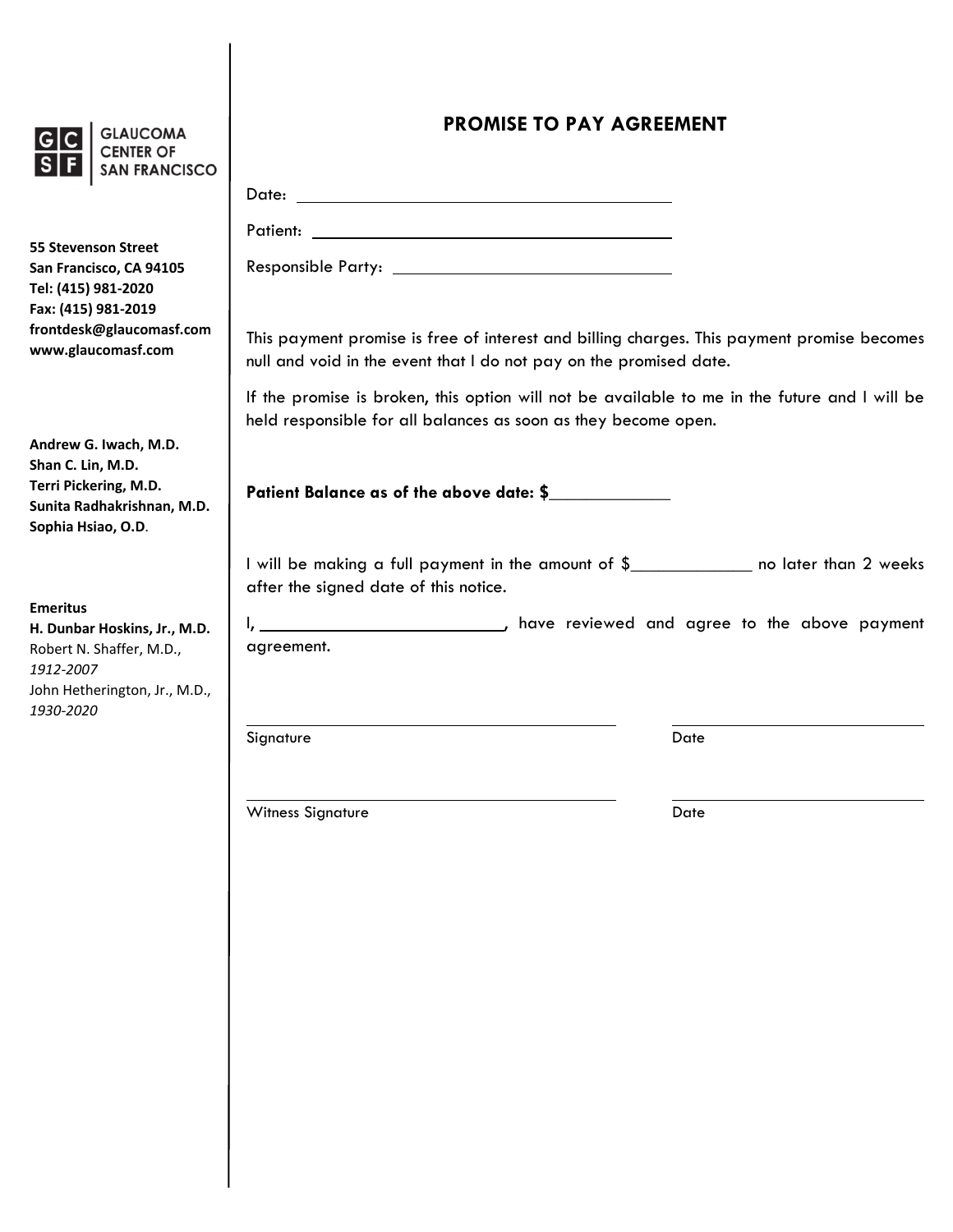**GLAUCOMA CENTER OF SAN FRANCISCO**

**55 Stevenson Street**
**San Francisco, CA 94105**
**Tel: (415) 981-2020**
**Fax: (415) 981-2019**
**frontdesk@glaucomasf.com**
**www.glaucomasf.com**

**Andrew G. Iwach, M.D.**
**Shan C. Lin, M.D.**
**Terri Pickering, M.D.**
**Sunita Radhakrishnan, M.D.**
**Sophia Hsiao, O.D.**

**Emeritus**
**H. Dunbar Hoskins, Jr., M.D.**
Robert N. Shaffer, M.D., *1912-2007*
John Hetherington, Jr., M.D., *1930-2020*

## PROMISE TO PAY AGREEMENT

Date: ____________________________________________

Patient: ____________________________________________

Responsible Party: ____________________________________

This payment promise is free of interest and billing charges. This payment promise becomes null and void in the event that I do not pay on the promised date.

If the promise is broken, this option will not be available to me in the future and I will be held responsible for all balances as soon as they become open.

**Patient Balance as of the above date: $____________**

I will be making a full payment in the amount of $_____________ no later than 2 weeks after the signed date of this notice.

I, ___________________________, have reviewed and agree to the above payment agreement.

______________________________________ ______________________

Signature Date

______________________________________ ______________________

Witness Signature Date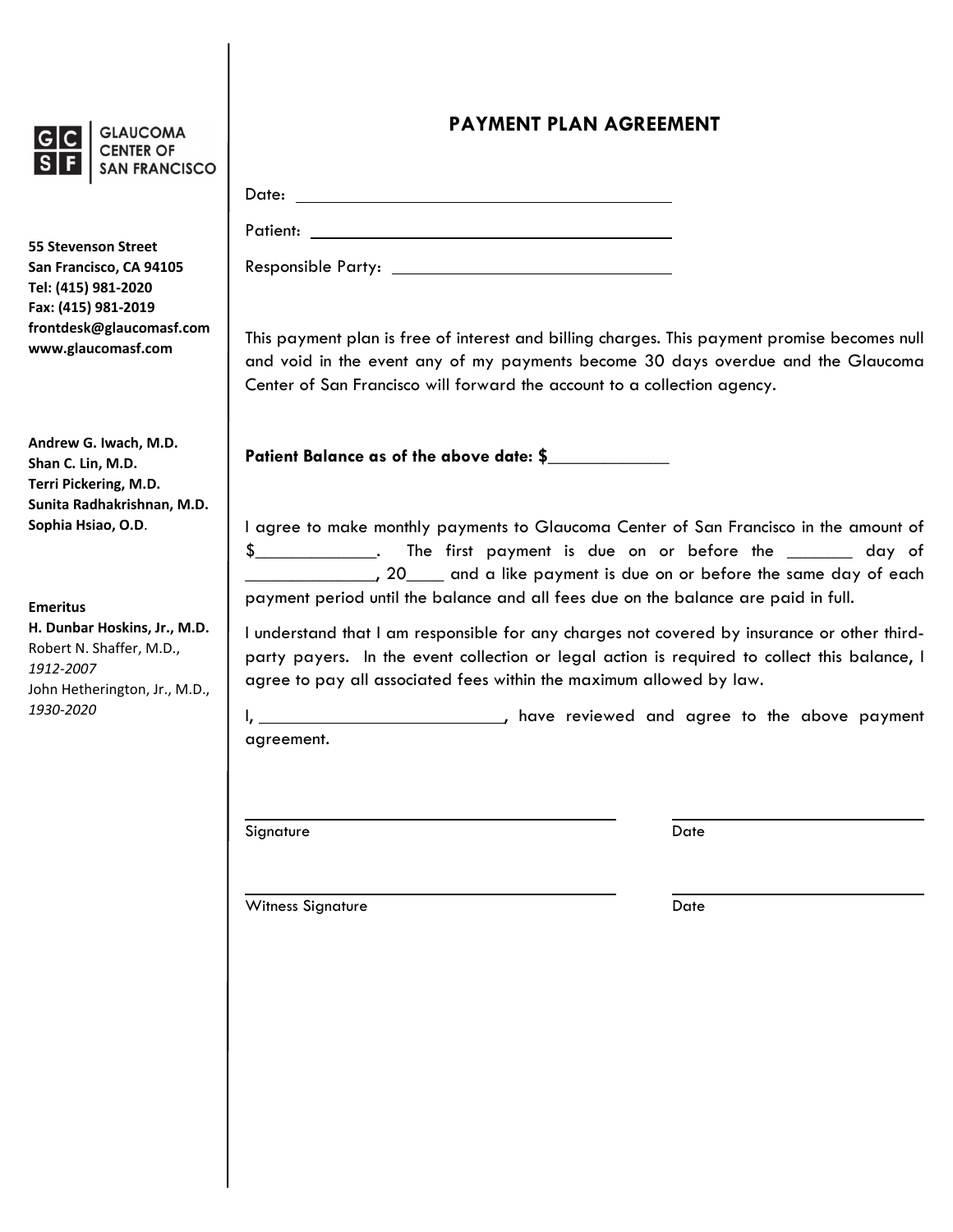GCSF GLAUCOMA CENTER OF SAN FRANCISCO

**55 Stevenson Street**
**San Francisco, CA 94105**
**Tel: (415) 981-2020**
**Fax: (415) 981-2019**
**frontdesk@glaucomasf.com**
**www.glaucomasf.com**

**Andrew G. Iwach, M.D.**
**Shan C. Lin, M.D.**
**Terri Pickering, M.D.**
**Sunita Radhakrishnan, M.D.**
**Sophia Hsiao, O.D**.

**Emeritus**
**H. Dunbar Hoskins, Jr., M.D.**
Robert N. Shaffer, M.D.,
*1912-2007*
John Hetherington, Jr., M.D.,
*1930-2020*

# PAYMENT PLAN AGREEMENT

Date: ________________________________________

Patient: ______________________________________

Responsible Party: _____________________________

This payment plan is free of interest and billing charges. This payment promise becomes null and void in the event any of my payments become 30 days overdue and the Glaucoma Center of San Francisco will forward the account to a collection agency.

**Patient Balance as of the above date: $____________**

I agree to make monthly payments to Glaucoma Center of San Francisco in the amount of $____________. The first payment is due on or before the _______ day of _____________, 20____ and a like payment is due on or before the same day of each payment period until the balance and all fees due on the balance are paid in full.

I understand that I am responsible for any charges not covered by insurance or other third-party payers. In the event collection or legal action is required to collect this balance, I agree to pay all associated fees within the maximum allowed by law.

I, _________________________, have reviewed and agree to the above payment agreement.

_________________________________________ ____________________
Signature Date

_________________________________________ ____________________
Witness Signature Date